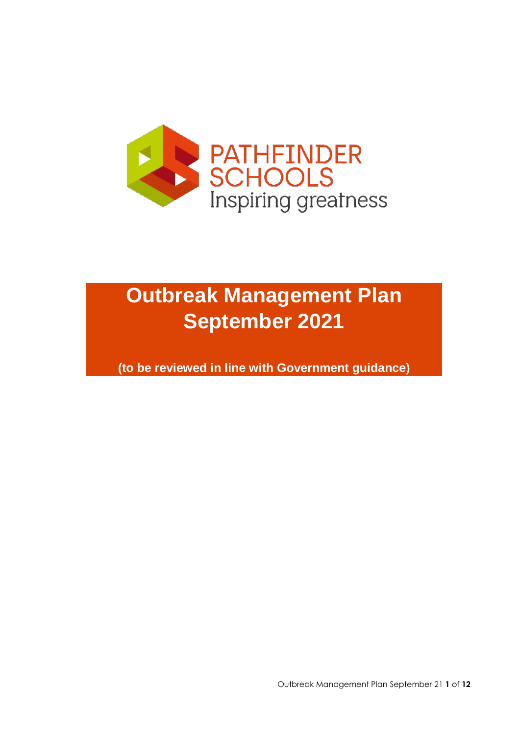PATHFINDER SCHOOLS

Inspiring greatness

# Outbreak Management Plan September 2021

**(to be reviewed in line with Government guidance)**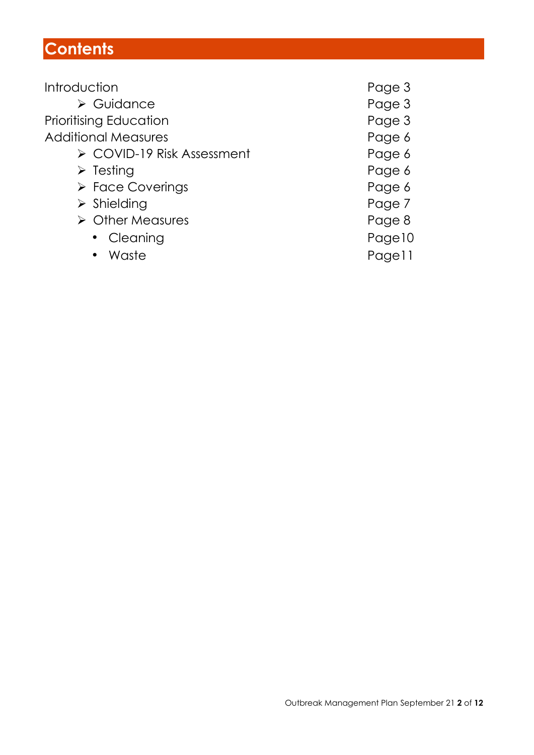# Contents

| | |
|---|---|
| Introduction | Page 3 |
| ➢ Guidance | Page 3 |
| Prioritising Education | Page 3 |
| Additional Measures | Page 6 |
| ➢ COVID-19 Risk Assessment | Page 6 |
| ➢ Testing | Page 6 |
| ➢ Face Coverings | Page 6 |
| ➢ Shielding | Page 7 |
| ➢ Other Measures | Page 8 |
| • Cleaning | Page10 |
| • Waste | Page11 |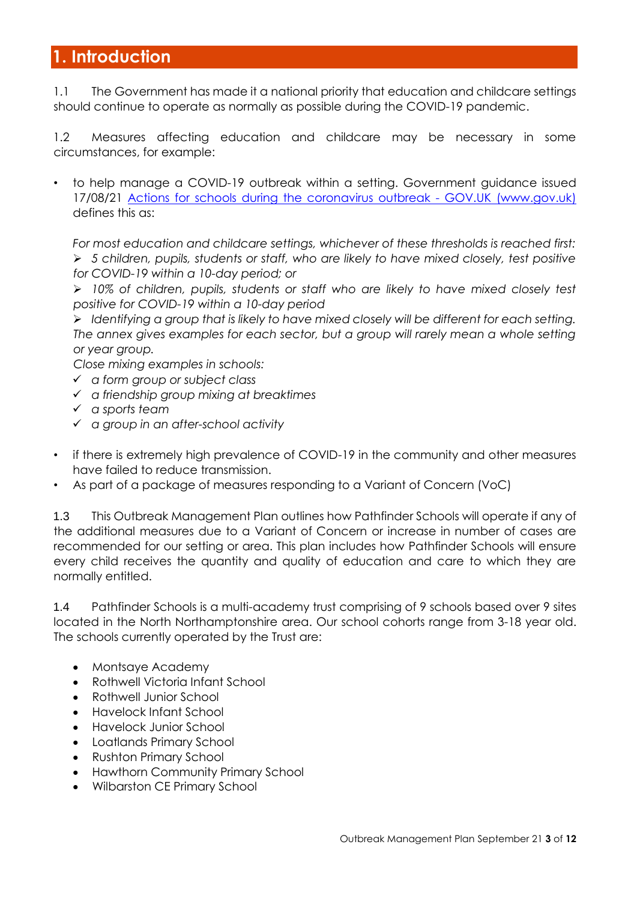# 1. Introduction

1.1 The Government has made it a national priority that education and childcare settings should continue to operate as normally as possible during the COVID-19 pandemic.

1.2 Measures affecting education and childcare may be necessary in some circumstances, for example:

- to help manage a COVID-19 outbreak within a setting. Government guidance issued 17/08/21 [Actions for schools during the coronavirus outbreak - GOV.UK (www.gov.uk)](https://www.gov.uk) defines this as:

  *For most education and childcare settings, whichever of these thresholds is reached first:*
  - *5 children, pupils, students or staff, who are likely to have mixed closely, test positive for COVID-19 within a 10-day period; or*
  - *10% of children, pupils, students or staff who are likely to have mixed closely test positive for COVID-19 within a 10-day period*
  - *Identifying a group that is likely to have mixed closely will be different for each setting. The annex gives examples for each sector, but a group will rarely mean a whole setting or year group.*

  *Close mixing examples in schools:*
  - ✓ *a form group or subject class*
  - ✓ *a friendship group mixing at breaktimes*
  - ✓ *a sports team*
  - ✓ *a group in an after-school activity*

- if there is extremely high prevalence of COVID-19 in the community and other measures have failed to reduce transmission.
- As part of a package of measures responding to a Variant of Concern (VoC)

1.3 This Outbreak Management Plan outlines how Pathfinder Schools will operate if any of the additional measures due to a Variant of Concern or increase in number of cases are recommended for our setting or area. This plan includes how Pathfinder Schools will ensure every child receives the quantity and quality of education and care to which they are normally entitled.

1.4 Pathfinder Schools is a multi-academy trust comprising of 9 schools based over 9 sites located in the North Northamptonshire area. Our school cohorts range from 3-18 year old. The schools currently operated by the Trust are:

- Montsaye Academy
- Rothwell Victoria Infant School
- Rothwell Junior School
- Havelock Infant School
- Havelock Junior School
- Loatlands Primary School
- Rushton Primary School
- Hawthorn Community Primary School
- Wilbarston CE Primary School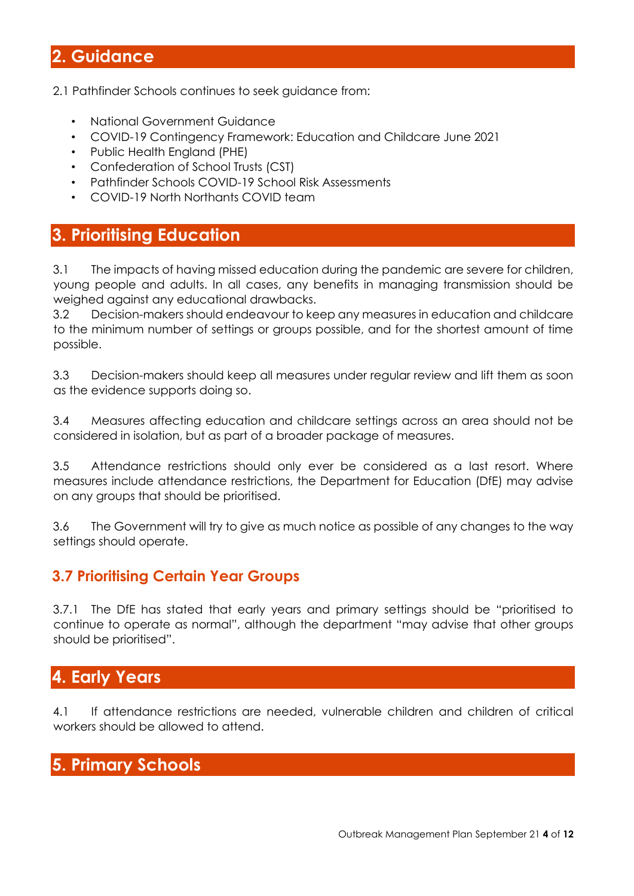## 2. Guidance

2.1 Pathfinder Schools continues to seek guidance from:

- National Government Guidance
- COVID-19 Contingency Framework: Education and Childcare June 2021
- Public Health England (PHE)
- Confederation of School Trusts (CST)
- Pathfinder Schools COVID-19 School Risk Assessments
- COVID-19 North Northants COVID team

## 3. Prioritising Education

3.1 The impacts of having missed education during the pandemic are severe for children, young people and adults. In all cases, any benefits in managing transmission should be weighed against any educational drawbacks.
3.2 Decision-makers should endeavour to keep any measures in education and childcare to the minimum number of settings or groups possible, and for the shortest amount of time possible.

3.3 Decision-makers should keep all measures under regular review and lift them as soon as the evidence supports doing so.

3.4 Measures affecting education and childcare settings across an area should not be considered in isolation, but as part of a broader package of measures.

3.5 Attendance restrictions should only ever be considered as a last resort. Where measures include attendance restrictions, the Department for Education (DfE) may advise on any groups that should be prioritised.

3.6 The Government will try to give as much notice as possible of any changes to the way settings should operate.

### 3.7 Prioritising Certain Year Groups

3.7.1 The DfE has stated that early years and primary settings should be "prioritised to continue to operate as normal", although the department "may advise that other groups should be prioritised".

## 4. Early Years

4.1 If attendance restrictions are needed, vulnerable children and children of critical workers should be allowed to attend.

## 5. Primary Schools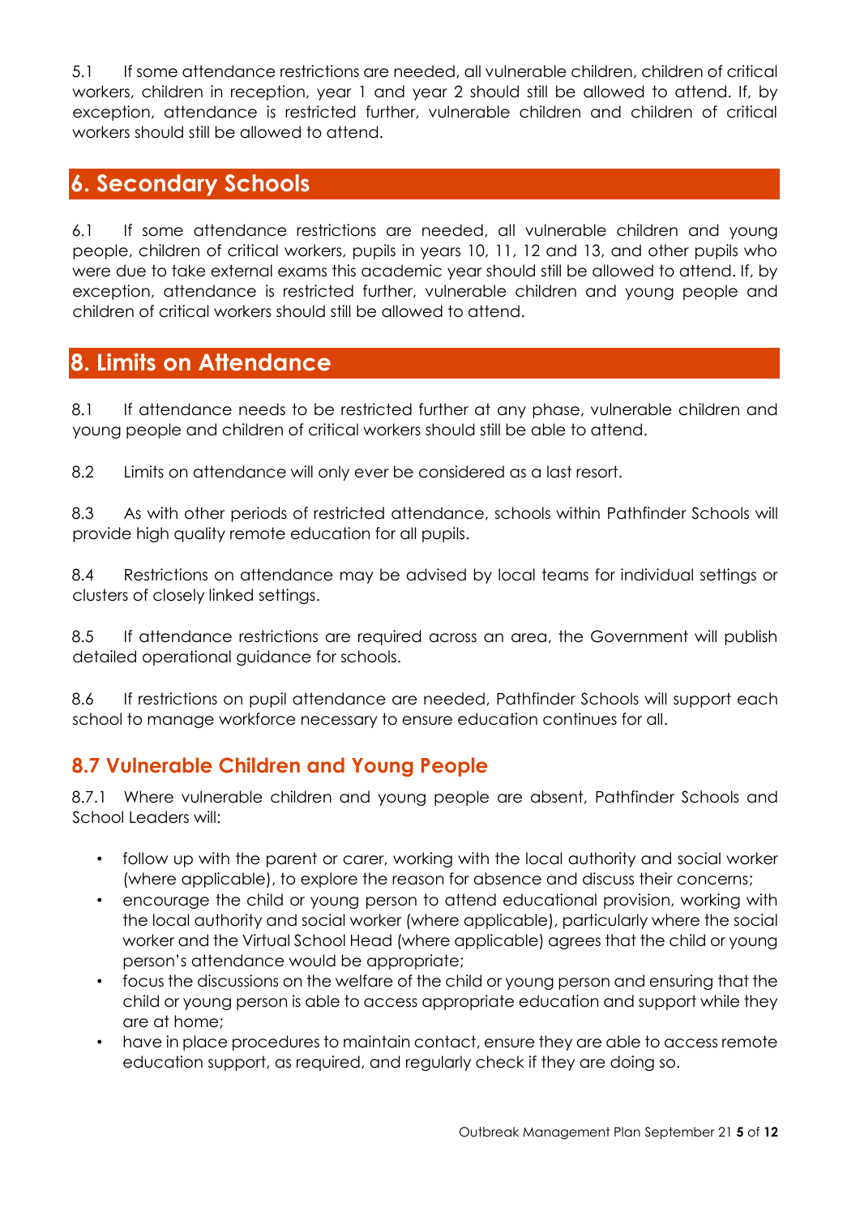5.1 If some attendance restrictions are needed, all vulnerable children, children of critical workers, children in reception, year 1 and year 2 should still be allowed to attend. If, by exception, attendance is restricted further, vulnerable children and children of critical workers should still be allowed to attend.

## 6. Secondary Schools

6.1 If some attendance restrictions are needed, all vulnerable children and young people, children of critical workers, pupils in years 10, 11, 12 and 13, and other pupils who were due to take external exams this academic year should still be allowed to attend. If, by exception, attendance is restricted further, vulnerable children and young people and children of critical workers should still be allowed to attend.

## 8. Limits on Attendance

8.1 If attendance needs to be restricted further at any phase, vulnerable children and young people and children of critical workers should still be able to attend.

8.2 Limits on attendance will only ever be considered as a last resort.

8.3 As with other periods of restricted attendance, schools within Pathfinder Schools will provide high quality remote education for all pupils.

8.4 Restrictions on attendance may be advised by local teams for individual settings or clusters of closely linked settings.

8.5 If attendance restrictions are required across an area, the Government will publish detailed operational guidance for schools.

8.6 If restrictions on pupil attendance are needed, Pathfinder Schools will support each school to manage workforce necessary to ensure education continues for all.

### 8.7 Vulnerable Children and Young People

8.7.1 Where vulnerable children and young people are absent, Pathfinder Schools and School Leaders will:

- follow up with the parent or carer, working with the local authority and social worker (where applicable), to explore the reason for absence and discuss their concerns;
- encourage the child or young person to attend educational provision, working with the local authority and social worker (where applicable), particularly where the social worker and the Virtual School Head (where applicable) agrees that the child or young person's attendance would be appropriate;
- focus the discussions on the welfare of the child or young person and ensuring that the child or young person is able to access appropriate education and support while they are at home;
- have in place procedures to maintain contact, ensure they are able to access remote education support, as required, and regularly check if they are doing so.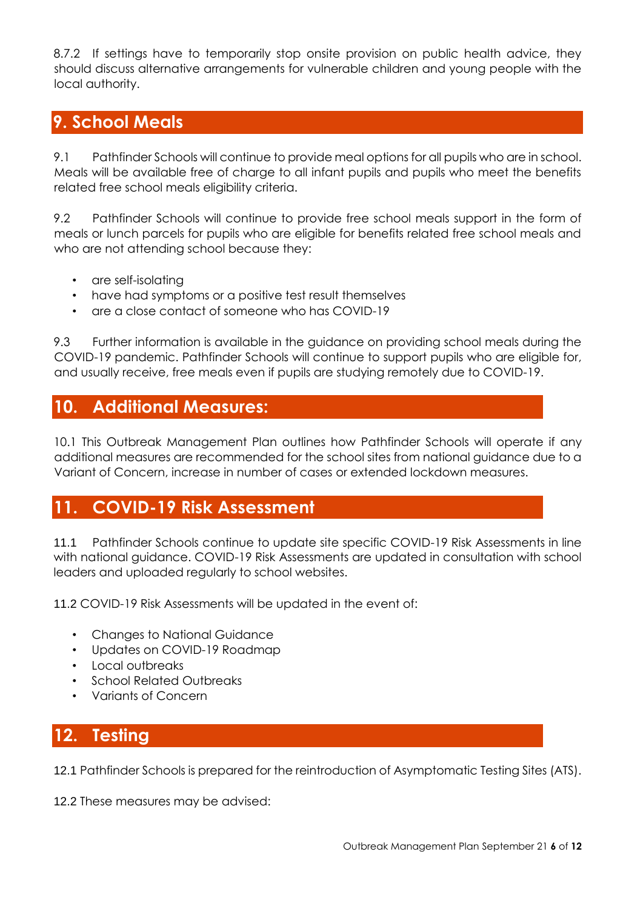8.7.2 If settings have to temporarily stop onsite provision on public health advice, they should discuss alternative arrangements for vulnerable children and young people with the local authority.

## 9. School Meals

9.1 Pathfinder Schools will continue to provide meal options for all pupils who are in school. Meals will be available free of charge to all infant pupils and pupils who meet the benefits related free school meals eligibility criteria.

9.2 Pathfinder Schools will continue to provide free school meals support in the form of meals or lunch parcels for pupils who are eligible for benefits related free school meals and who are not attending school because they:

- are self-isolating
- have had symptoms or a positive test result themselves
- are a close contact of someone who has COVID-19

9.3 Further information is available in the guidance on providing school meals during the COVID-19 pandemic. Pathfinder Schools will continue to support pupils who are eligible for, and usually receive, free meals even if pupils are studying remotely due to COVID-19.

## 10. Additional Measures:

10.1 This Outbreak Management Plan outlines how Pathfinder Schools will operate if any additional measures are recommended for the school sites from national guidance due to a Variant of Concern, increase in number of cases or extended lockdown measures.

## 11. COVID-19 Risk Assessment

11.1 Pathfinder Schools continue to update site specific COVID-19 Risk Assessments in line with national guidance. COVID-19 Risk Assessments are updated in consultation with school leaders and uploaded regularly to school websites.

11.2 COVID-19 Risk Assessments will be updated in the event of:

- Changes to National Guidance
- Updates on COVID-19 Roadmap
- Local outbreaks
- School Related Outbreaks
- Variants of Concern

## 12. Testing

12.1 Pathfinder Schools is prepared for the reintroduction of Asymptomatic Testing Sites (ATS).

12.2 These measures may be advised: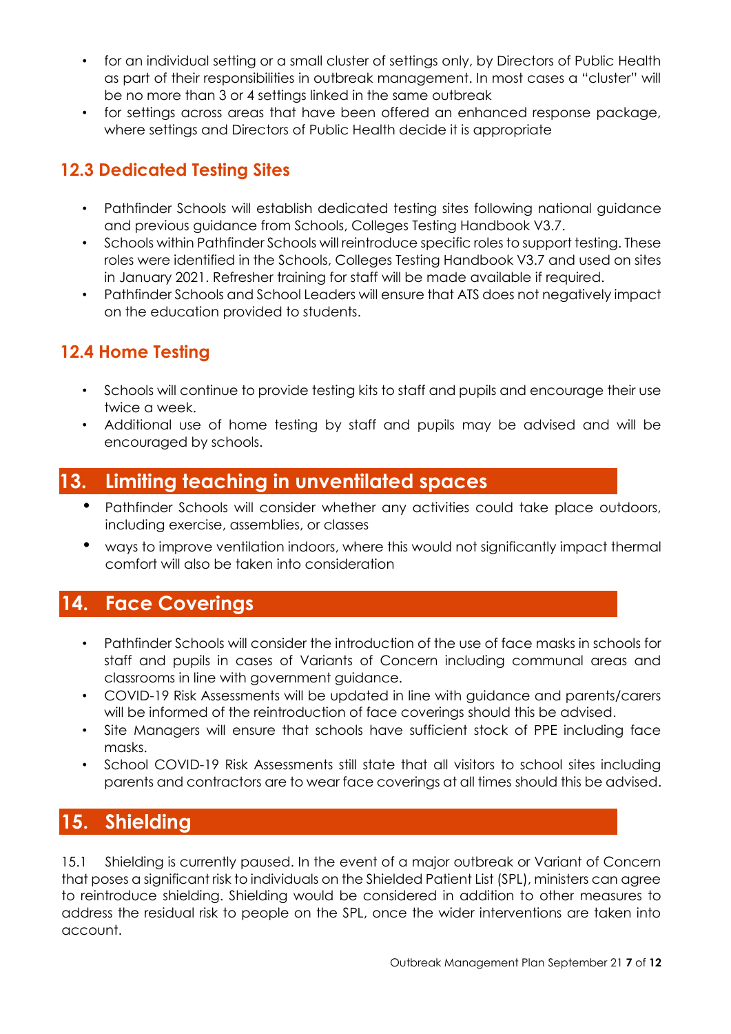- for an individual setting or a small cluster of settings only, by Directors of Public Health as part of their responsibilities in outbreak management. In most cases a "cluster" will be no more than 3 or 4 settings linked in the same outbreak
- for settings across areas that have been offered an enhanced response package, where settings and Directors of Public Health decide it is appropriate

### 12.3 Dedicated Testing Sites

- Pathfinder Schools will establish dedicated testing sites following national guidance and previous guidance from Schools, Colleges Testing Handbook V3.7.
- Schools within Pathfinder Schools will reintroduce specific roles to support testing. These roles were identified in the Schools, Colleges Testing Handbook V3.7 and used on sites in January 2021. Refresher training for staff will be made available if required.
- Pathfinder Schools and School Leaders will ensure that ATS does not negatively impact on the education provided to students.

### 12.4 Home Testing

- Schools will continue to provide testing kits to staff and pupils and encourage their use twice a week.
- Additional use of home testing by staff and pupils may be advised and will be encouraged by schools.

## 13. Limiting teaching in unventilated spaces

- Pathfinder Schools will consider whether any activities could take place outdoors, including exercise, assemblies, or classes
- ways to improve ventilation indoors, where this would not significantly impact thermal comfort will also be taken into consideration

## 14. Face Coverings

- Pathfinder Schools will consider the introduction of the use of face masks in schools for staff and pupils in cases of Variants of Concern including communal areas and classrooms in line with government guidance.
- COVID-19 Risk Assessments will be updated in line with guidance and parents/carers will be informed of the reintroduction of face coverings should this be advised.
- Site Managers will ensure that schools have sufficient stock of PPE including face masks.
- School COVID-19 Risk Assessments still state that all visitors to school sites including parents and contractors are to wear face coverings at all times should this be advised.

## 15. Shielding

15.1 Shielding is currently paused. In the event of a major outbreak or Variant of Concern that poses a significant risk to individuals on the Shielded Patient List (SPL), ministers can agree to reintroduce shielding. Shielding would be considered in addition to other measures to address the residual risk to people on the SPL, once the wider interventions are taken into account.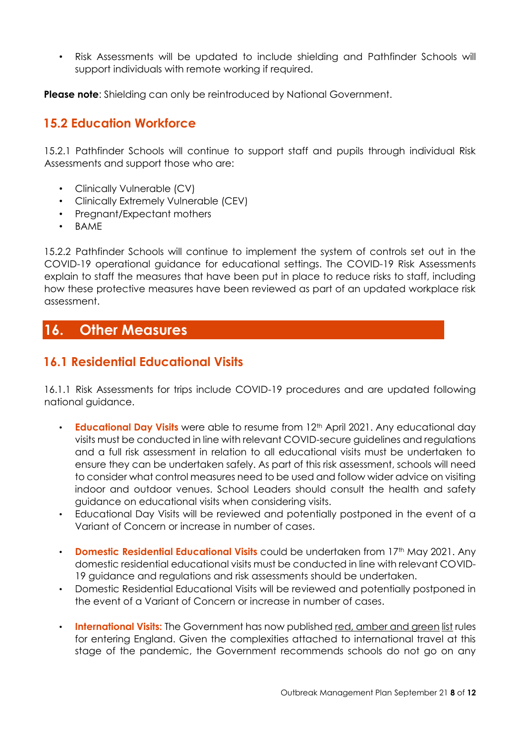- Risk Assessments will be updated to include shielding and Pathfinder Schools will support individuals with remote working if required.

**Please note**: Shielding can only be reintroduced by National Government.

## 15.2 Education Workforce

15.2.1 Pathfinder Schools will continue to support staff and pupils through individual Risk Assessments and support those who are:

- Clinically Vulnerable (CV)
- Clinically Extremely Vulnerable (CEV)
- Pregnant/Expectant mothers
- BAME

15.2.2 Pathfinder Schools will continue to implement the system of controls set out in the COVID-19 operational guidance for educational settings. The COVID-19 Risk Assessments explain to staff the measures that have been put in place to reduce risks to staff, including how these protective measures have been reviewed as part of an updated workplace risk assessment.

# 16. Other Measures

## 16.1 Residential Educational Visits

16.1.1 Risk Assessments for trips include COVID-19 procedures and are updated following national guidance.

- **Educational Day Visits** were able to resume from 12th April 2021. Any educational day visits must be conducted in line with relevant COVID-secure guidelines and regulations and a full risk assessment in relation to all educational visits must be undertaken to ensure they can be undertaken safely. As part of this risk assessment, schools will need to consider what control measures need to be used and follow wider advice on visiting indoor and outdoor venues. School Leaders should consult the health and safety guidance on educational visits when considering visits.
- Educational Day Visits will be reviewed and potentially postponed in the event of a Variant of Concern or increase in number of cases.

- **Domestic Residential Educational Visits** could be undertaken from 17th May 2021. Any domestic residential educational visits must be conducted in line with relevant COVID-19 guidance and regulations and risk assessments should be undertaken.
- Domestic Residential Educational Visits will be reviewed and potentially postponed in the event of a Variant of Concern or increase in number of cases.

- **International Visits:** The Government has now published red, amber and green list rules for entering England. Given the complexities attached to international travel at this stage of the pandemic, the Government recommends schools do not go on any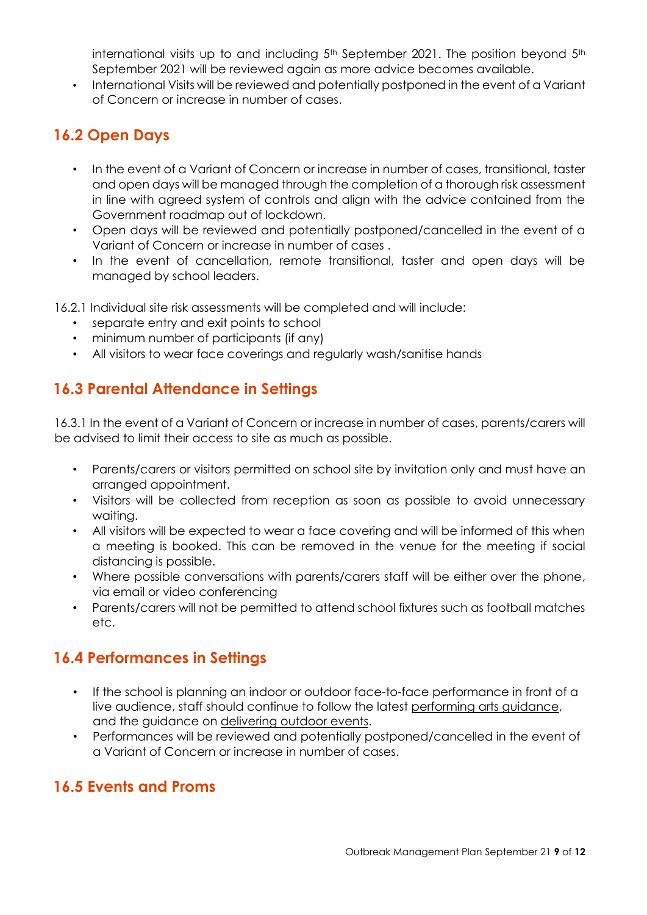international visits up to and including 5th September 2021. The position beyond 5th September 2021 will be reviewed again as more advice becomes available.

- International Visits will be reviewed and potentially postponed in the event of a Variant of Concern or increase in number of cases.

## 16.2 Open Days

- In the event of a Variant of Concern or increase in number of cases, transitional, taster and open days will be managed through the completion of a thorough risk assessment in line with agreed system of controls and align with the advice contained from the Government roadmap out of lockdown.
- Open days will be reviewed and potentially postponed/cancelled in the event of a Variant of Concern or increase in number of cases .
- In the event of cancellation, remote transitional, taster and open days will be managed by school leaders.

16.2.1 Individual site risk assessments will be completed and will include:

- separate entry and exit points to school
- minimum number of participants (if any)
- All visitors to wear face coverings and regularly wash/sanitise hands

## 16.3 Parental Attendance in Settings

16.3.1 In the event of a Variant of Concern or increase in number of cases, parents/carers will be advised to limit their access to site as much as possible.

- Parents/carers or visitors permitted on school site by invitation only and must have an arranged appointment.
- Visitors will be collected from reception as soon as possible to avoid unnecessary waiting.
- All visitors will be expected to wear a face covering and will be informed of this when a meeting is booked. This can be removed in the venue for the meeting if social distancing is possible.
- Where possible conversations with parents/carers staff will be either over the phone, via email or video conferencing
- Parents/carers will not be permitted to attend school fixtures such as football matches etc.

## 16.4 Performances in Settings

- If the school is planning an indoor or outdoor face-to-face performance in front of a live audience, staff should continue to follow the latest performing arts guidance, and the guidance on delivering outdoor events.
- Performances will be reviewed and potentially postponed/cancelled in the event of a Variant of Concern or increase in number of cases.

## 16.5 Events and Proms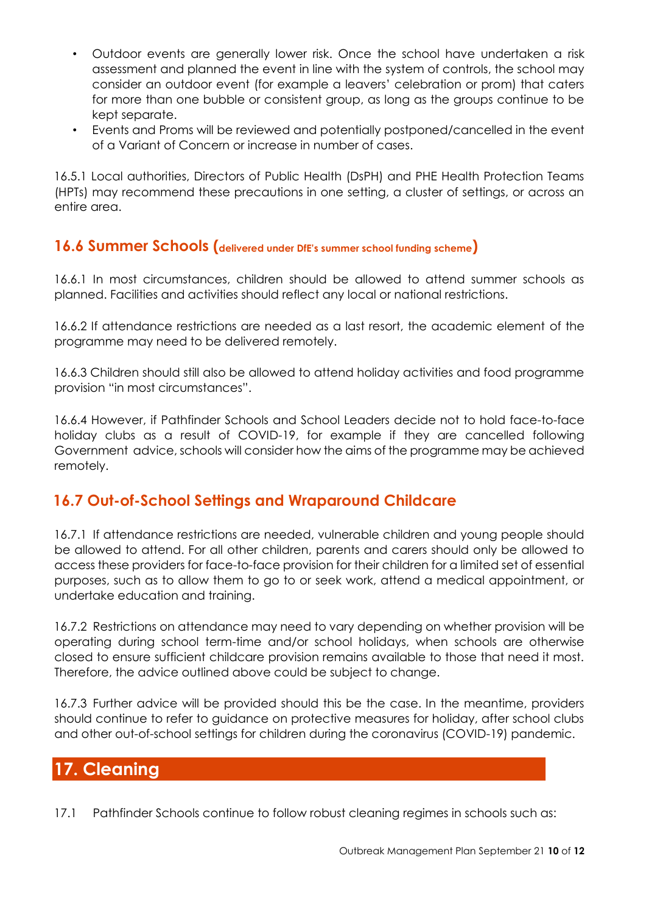- Outdoor events are generally lower risk. Once the school have undertaken a risk assessment and planned the event in line with the system of controls, the school may consider an outdoor event (for example a leavers' celebration or prom) that caters for more than one bubble or consistent group, as long as the groups continue to be kept separate.
- Events and Proms will be reviewed and potentially postponed/cancelled in the event of a Variant of Concern or increase in number of cases.

16.5.1 Local authorities, Directors of Public Health (DsPH) and PHE Health Protection Teams (HPTs) may recommend these precautions in one setting, a cluster of settings, or across an entire area.

### 16.6 Summer Schools (delivered under DfE's summer school funding scheme)

16.6.1 In most circumstances, children should be allowed to attend summer schools as planned. Facilities and activities should reflect any local or national restrictions.

16.6.2 If attendance restrictions are needed as a last resort, the academic element of the programme may need to be delivered remotely.

16.6.3 Children should still also be allowed to attend holiday activities and food programme provision "in most circumstances".

16.6.4 However, if Pathfinder Schools and School Leaders decide not to hold face-to-face holiday clubs as a result of COVID-19, for example if they are cancelled following Government advice, schools will consider how the aims of the programme may be achieved remotely.

### 16.7 Out-of-School Settings and Wraparound Childcare

16.7.1 If attendance restrictions are needed, vulnerable children and young people should be allowed to attend. For all other children, parents and carers should only be allowed to access these providers for face-to-face provision for their children for a limited set of essential purposes, such as to allow them to go to or seek work, attend a medical appointment, or undertake education and training.

16.7.2 Restrictions on attendance may need to vary depending on whether provision will be operating during school term-time and/or school holidays, when schools are otherwise closed to ensure sufficient childcare provision remains available to those that need it most. Therefore, the advice outlined above could be subject to change.

16.7.3 Further advice will be provided should this be the case. In the meantime, providers should continue to refer to guidance on protective measures for holiday, after school clubs and other out-of-school settings for children during the coronavirus (COVID-19) pandemic.

## 17. Cleaning

17.1 Pathfinder Schools continue to follow robust cleaning regimes in schools such as: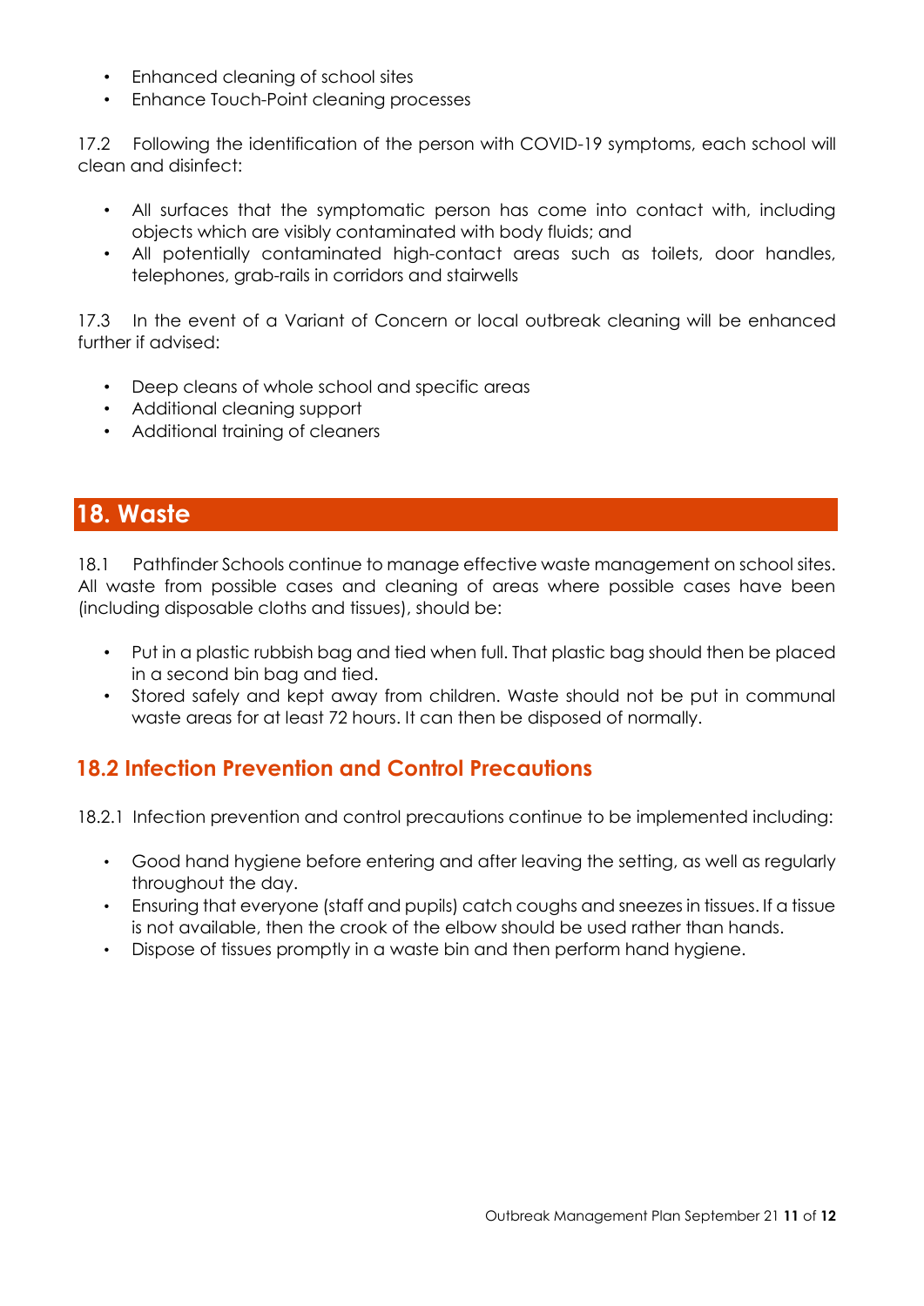- Enhanced cleaning of school sites
- Enhance Touch-Point cleaning processes

17.2 Following the identification of the person with COVID-19 symptoms, each school will clean and disinfect:

- All surfaces that the symptomatic person has come into contact with, including objects which are visibly contaminated with body fluids; and
- All potentially contaminated high-contact areas such as toilets, door handles, telephones, grab-rails in corridors and stairwells

17.3 In the event of a Variant of Concern or local outbreak cleaning will be enhanced further if advised:

- Deep cleans of whole school and specific areas
- Additional cleaning support
- Additional training of cleaners

## 18. Waste

18.1 Pathfinder Schools continue to manage effective waste management on school sites. All waste from possible cases and cleaning of areas where possible cases have been (including disposable cloths and tissues), should be:

- Put in a plastic rubbish bag and tied when full. That plastic bag should then be placed in a second bin bag and tied.
- Stored safely and kept away from children. Waste should not be put in communal waste areas for at least 72 hours. It can then be disposed of normally.

### 18.2 Infection Prevention and Control Precautions

18.2.1 Infection prevention and control precautions continue to be implemented including:

- Good hand hygiene before entering and after leaving the setting, as well as regularly throughout the day.
- Ensuring that everyone (staff and pupils) catch coughs and sneezes in tissues. If a tissue is not available, then the crook of the elbow should be used rather than hands.
- Dispose of tissues promptly in a waste bin and then perform hand hygiene.